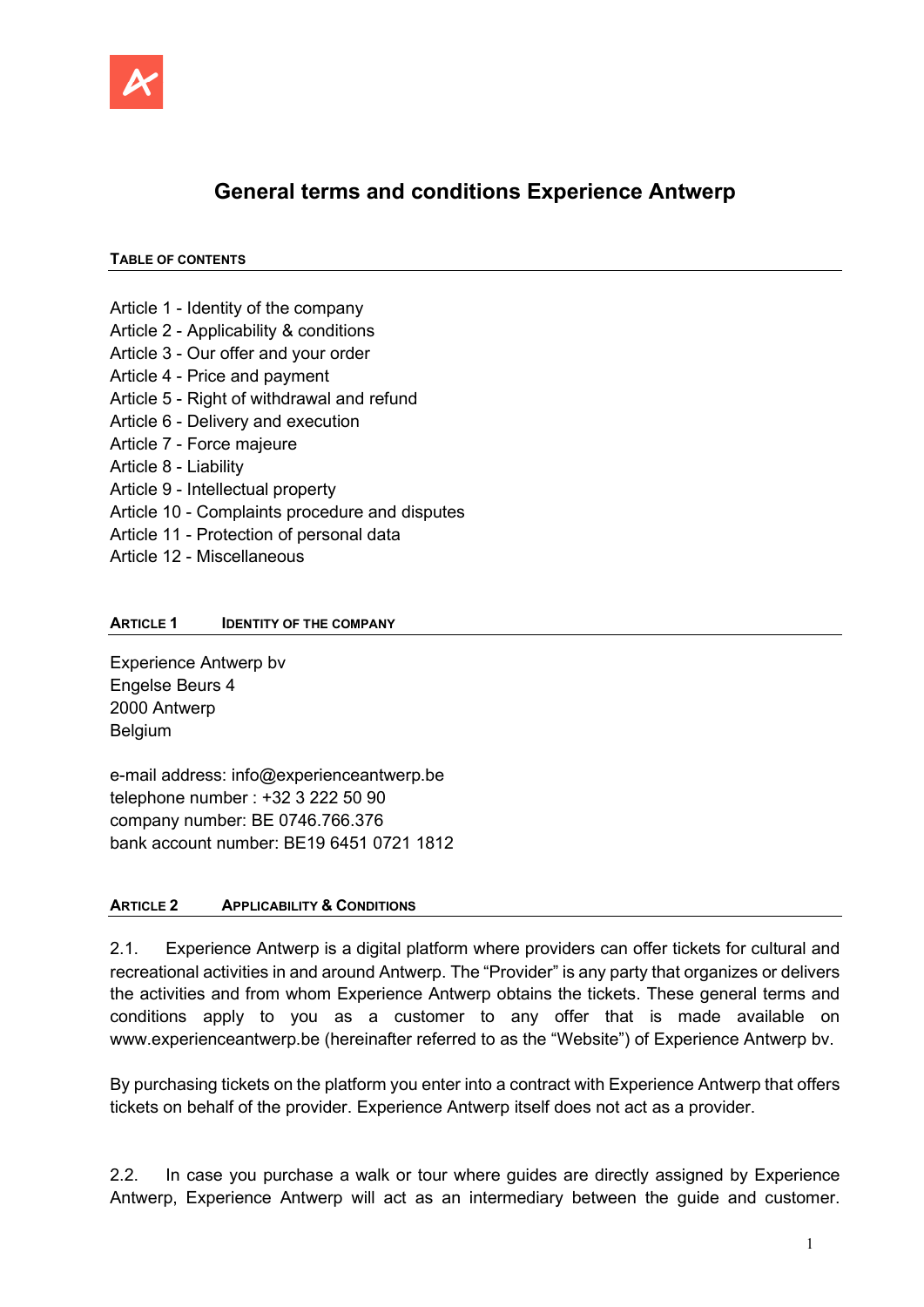# General terms and conditions Experience Antwerp

## TABLE OF CONTENTS

Article 1 - Identity of the company
Article 2 - Applicability & conditions
Article 3 - Our offer and your order
Article 4 - Price and payment
Article 5 - Right of withdrawal and refund
Article 6 - Delivery and execution
Article 7 - Force majeure
Article 8 - Liability
Article 9 - Intellectual property
Article 10 - Complaints procedure and disputes
Article 11 - Protection of personal data
Article 12 - Miscellaneous

## ARTICLE 1 IDENTITY OF THE COMPANY

Experience Antwerp bv
Engelse Beurs 4
2000 Antwerp
Belgium

e-mail address: info@experienceantwerp.be
telephone number : +32 3 222 50 90
company number: BE 0746.766.376
bank account number: BE19 6451 0721 1812

## ARTICLE 2 APPLICABILITY & CONDITIONS

2.1. Experience Antwerp is a digital platform where providers can offer tickets for cultural and recreational activities in and around Antwerp. The "Provider" is any party that organizes or delivers the activities and from whom Experience Antwerp obtains the tickets. These general terms and conditions apply to you as a customer to any offer that is made available on www.experienceantwerp.be (hereinafter referred to as the "Website") of Experience Antwerp bv.

By purchasing tickets on the platform you enter into a contract with Experience Antwerp that offers tickets on behalf of the provider. Experience Antwerp itself does not act as a provider.

2.2. In case you purchase a walk or tour where guides are directly assigned by Experience Antwerp, Experience Antwerp will act as an intermediary between the guide and customer.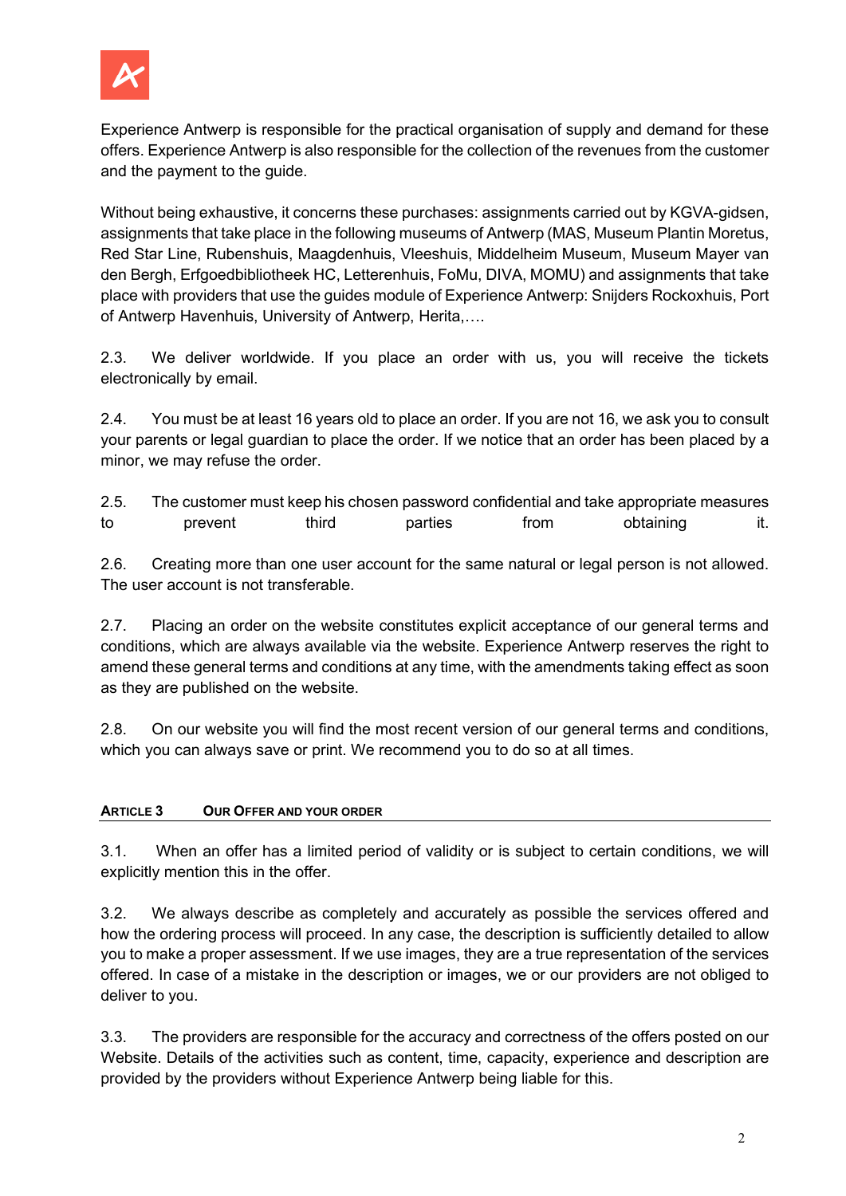Experience Antwerp is responsible for the practical organisation of supply and demand for these offers. Experience Antwerp is also responsible for the collection of the revenues from the customer and the payment to the guide.

Without being exhaustive, it concerns these purchases: assignments carried out by KGVA-gidsen, assignments that take place in the following museums of Antwerp (MAS, Museum Plantin Moretus, Red Star Line, Rubenshuis, Maagdenhuis, Vleeshuis, Middelheim Museum, Museum Mayer van den Bergh, Erfgoedbibliotheek HC, Letterenhuis, FoMu, DIVA, MOMU) and assignments that take place with providers that use the guides module of Experience Antwerp: Snijders Rockoxhuis, Port of Antwerp Havenhuis, University of Antwerp, Herita,….

2.3. We deliver worldwide. If you place an order with us, you will receive the tickets electronically by email.

2.4. You must be at least 16 years old to place an order. If you are not 16, we ask you to consult your parents or legal guardian to place the order. If we notice that an order has been placed by a minor, we may refuse the order.

2.5. The customer must keep his chosen password confidential and take appropriate measures to prevent third parties from obtaining it.

2.6. Creating more than one user account for the same natural or legal person is not allowed. The user account is not transferable.

2.7. Placing an order on the website constitutes explicit acceptance of our general terms and conditions, which are always available via the website. Experience Antwerp reserves the right to amend these general terms and conditions at any time, with the amendments taking effect as soon as they are published on the website.

2.8. On our website you will find the most recent version of our general terms and conditions, which you can always save or print. We recommend you to do so at all times.

## ARTICLE 3 OUR OFFER AND YOUR ORDER

3.1. When an offer has a limited period of validity or is subject to certain conditions, we will explicitly mention this in the offer.

3.2. We always describe as completely and accurately as possible the services offered and how the ordering process will proceed. In any case, the description is sufficiently detailed to allow you to make a proper assessment. If we use images, they are a true representation of the services offered. In case of a mistake in the description or images, we or our providers are not obliged to deliver to you.

3.3. The providers are responsible for the accuracy and correctness of the offers posted on our Website. Details of the activities such as content, time, capacity, experience and description are provided by the providers without Experience Antwerp being liable for this.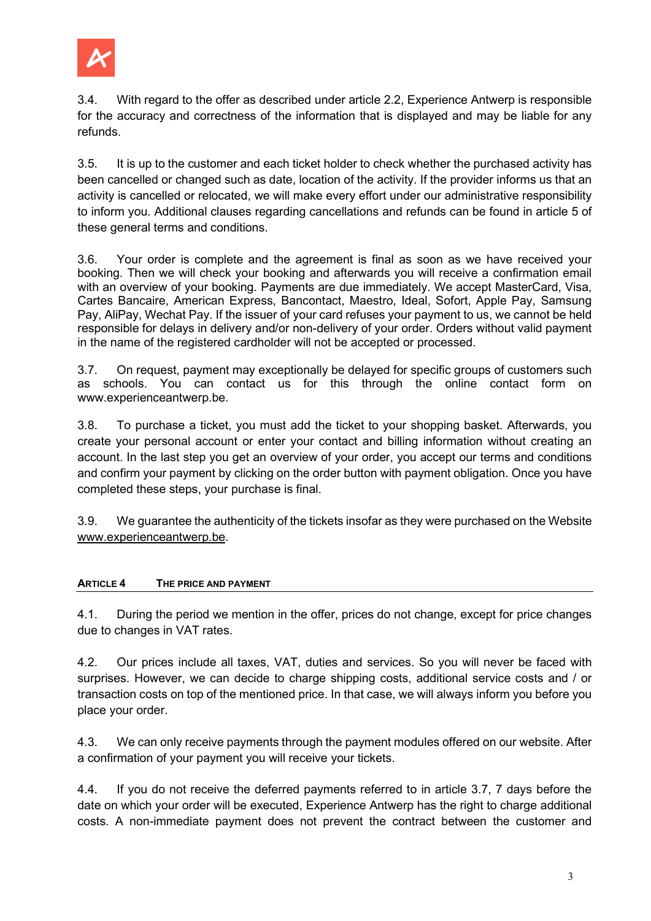3.4. With regard to the offer as described under article 2.2, Experience Antwerp is responsible for the accuracy and correctness of the information that is displayed and may be liable for any refunds.

3.5. It is up to the customer and each ticket holder to check whether the purchased activity has been cancelled or changed such as date, location of the activity. If the provider informs us that an activity is cancelled or relocated, we will make every effort under our administrative responsibility to inform you. Additional clauses regarding cancellations and refunds can be found in article 5 of these general terms and conditions.

3.6. Your order is complete and the agreement is final as soon as we have received your booking. Then we will check your booking and afterwards you will receive a confirmation email with an overview of your booking. Payments are due immediately. We accept MasterCard, Visa, Cartes Bancaire, American Express, Bancontact, Maestro, Ideal, Sofort, Apple Pay, Samsung Pay, AliPay, Wechat Pay. If the issuer of your card refuses your payment to us, we cannot be held responsible for delays in delivery and/or non-delivery of your order. Orders without valid payment in the name of the registered cardholder will not be accepted or processed.

3.7. On request, payment may exceptionally be delayed for specific groups of customers such as schools. You can contact us for this through the online contact form on www.experienceantwerp.be.

3.8. To purchase a ticket, you must add the ticket to your shopping basket. Afterwards, you create your personal account or enter your contact and billing information without creating an account. In the last step you get an overview of your order, you accept our terms and conditions and confirm your payment by clicking on the order button with payment obligation. Once you have completed these steps, your purchase is final.

3.9. We guarantee the authenticity of the tickets insofar as they were purchased on the Website www.experienceantwerp.be.

## ARTICLE 4 THE PRICE AND PAYMENT

4.1. During the period we mention in the offer, prices do not change, except for price changes due to changes in VAT rates.

4.2. Our prices include all taxes, VAT, duties and services. So you will never be faced with surprises. However, we can decide to charge shipping costs, additional service costs and / or transaction costs on top of the mentioned price. In that case, we will always inform you before you place your order.

4.3. We can only receive payments through the payment modules offered on our website. After a confirmation of your payment you will receive your tickets.

4.4. If you do not receive the deferred payments referred to in article 3.7, 7 days before the date on which your order will be executed, Experience Antwerp has the right to charge additional costs. A non-immediate payment does not prevent the contract between the customer and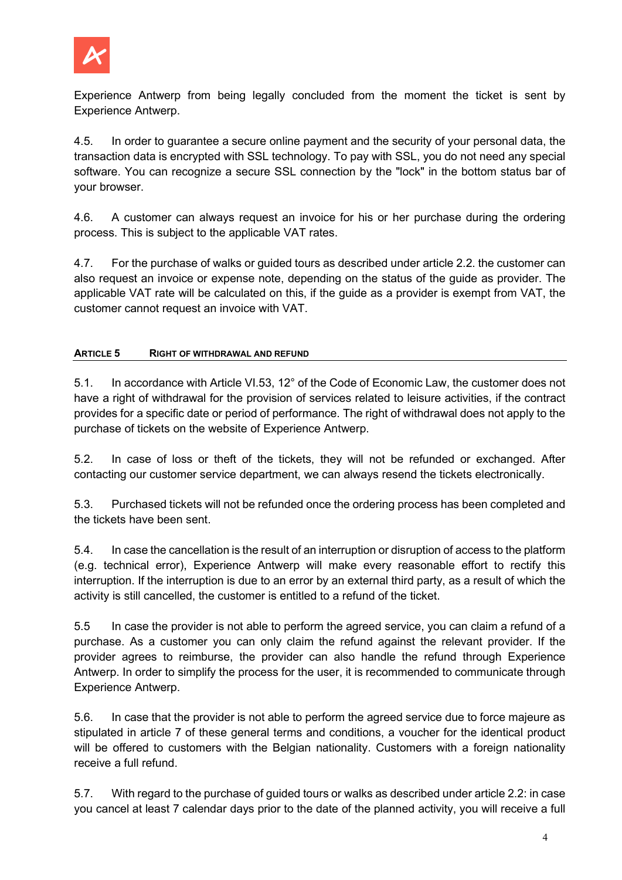Experience Antwerp from being legally concluded from the moment the ticket is sent by Experience Antwerp.

4.5. In order to guarantee a secure online payment and the security of your personal data, the transaction data is encrypted with SSL technology. To pay with SSL, you do not need any special software. You can recognize a secure SSL connection by the "lock" in the bottom status bar of your browser.

4.6. A customer can always request an invoice for his or her purchase during the ordering process. This is subject to the applicable VAT rates.

4.7. For the purchase of walks or guided tours as described under article 2.2. the customer can also request an invoice or expense note, depending on the status of the guide as provider. The applicable VAT rate will be calculated on this, if the guide as a provider is exempt from VAT, the customer cannot request an invoice with VAT.

## ARTICLE 5 RIGHT OF WITHDRAWAL AND REFUND

5.1. In accordance with Article VI.53, 12° of the Code of Economic Law, the customer does not have a right of withdrawal for the provision of services related to leisure activities, if the contract provides for a specific date or period of performance. The right of withdrawal does not apply to the purchase of tickets on the website of Experience Antwerp.

5.2. In case of loss or theft of the tickets, they will not be refunded or exchanged. After contacting our customer service department, we can always resend the tickets electronically.

5.3. Purchased tickets will not be refunded once the ordering process has been completed and the tickets have been sent.

5.4. In case the cancellation is the result of an interruption or disruption of access to the platform (e.g. technical error), Experience Antwerp will make every reasonable effort to rectify this interruption. If the interruption is due to an error by an external third party, as a result of which the activity is still cancelled, the customer is entitled to a refund of the ticket.

5.5 In case the provider is not able to perform the agreed service, you can claim a refund of a purchase. As a customer you can only claim the refund against the relevant provider. If the provider agrees to reimburse, the provider can also handle the refund through Experience Antwerp. In order to simplify the process for the user, it is recommended to communicate through Experience Antwerp.

5.6. In case that the provider is not able to perform the agreed service due to force majeure as stipulated in article 7 of these general terms and conditions, a voucher for the identical product will be offered to customers with the Belgian nationality. Customers with a foreign nationality receive a full refund.

5.7. With regard to the purchase of guided tours or walks as described under article 2.2: in case you cancel at least 7 calendar days prior to the date of the planned activity, you will receive a full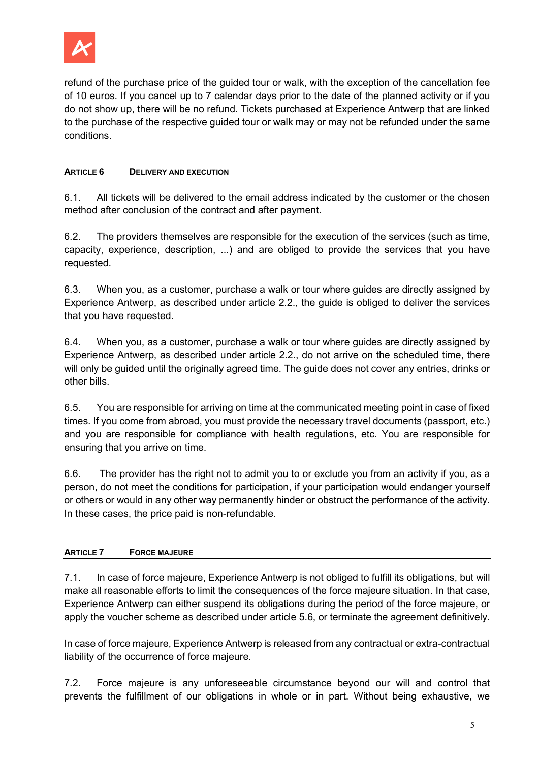refund of the purchase price of the guided tour or walk, with the exception of the cancellation fee of 10 euros. If you cancel up to 7 calendar days prior to the date of the planned activity or if you do not show up, there will be no refund. Tickets purchased at Experience Antwerp that are linked to the purchase of the respective guided tour or walk may or may not be refunded under the same conditions.

## ARTICLE 6 DELIVERY AND EXECUTION

6.1. All tickets will be delivered to the email address indicated by the customer or the chosen method after conclusion of the contract and after payment.

6.2. The providers themselves are responsible for the execution of the services (such as time, capacity, experience, description, ...) and are obliged to provide the services that you have requested.

6.3. When you, as a customer, purchase a walk or tour where guides are directly assigned by Experience Antwerp, as described under article 2.2., the guide is obliged to deliver the services that you have requested.

6.4. When you, as a customer, purchase a walk or tour where guides are directly assigned by Experience Antwerp, as described under article 2.2., do not arrive on the scheduled time, there will only be guided until the originally agreed time. The guide does not cover any entries, drinks or other bills.

6.5. You are responsible for arriving on time at the communicated meeting point in case of fixed times. If you come from abroad, you must provide the necessary travel documents (passport, etc.) and you are responsible for compliance with health regulations, etc. You are responsible for ensuring that you arrive on time.

6.6. The provider has the right not to admit you to or exclude you from an activity if you, as a person, do not meet the conditions for participation, if your participation would endanger yourself or others or would in any other way permanently hinder or obstruct the performance of the activity. In these cases, the price paid is non-refundable.

## ARTICLE 7 FORCE MAJEURE

7.1. In case of force majeure, Experience Antwerp is not obliged to fulfill its obligations, but will make all reasonable efforts to limit the consequences of the force majeure situation. In that case, Experience Antwerp can either suspend its obligations during the period of the force majeure, or apply the voucher scheme as described under article 5.6, or terminate the agreement definitively.

In case of force majeure, Experience Antwerp is released from any contractual or extra-contractual liability of the occurrence of force majeure.

7.2. Force majeure is any unforeseeable circumstance beyond our will and control that prevents the fulfillment of our obligations in whole or in part. Without being exhaustive, we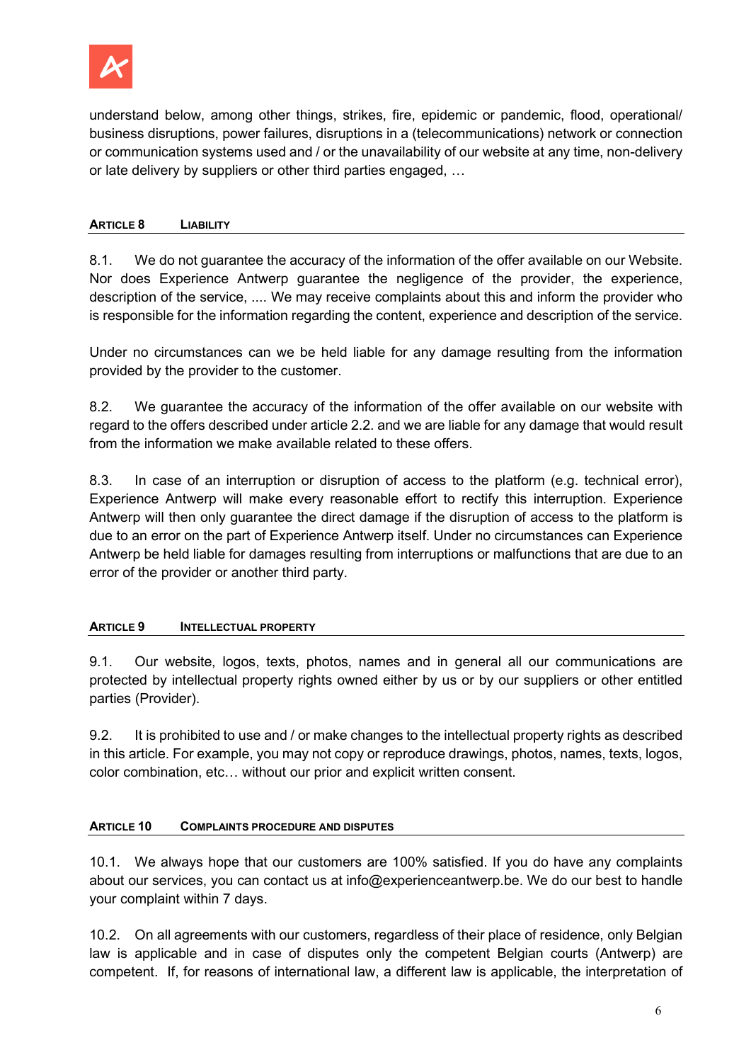understand below, among other things, strikes, fire, epidemic or pandemic, flood, operational/ business disruptions, power failures, disruptions in a (telecommunications) network or connection or communication systems used and / or the unavailability of our website at any time, non-delivery or late delivery by suppliers or other third parties engaged, …

## ARTICLE 8 LIABILITY

8.1. We do not guarantee the accuracy of the information of the offer available on our Website. Nor does Experience Antwerp guarantee the negligence of the provider, the experience, description of the service, .... We may receive complaints about this and inform the provider who is responsible for the information regarding the content, experience and description of the service.

Under no circumstances can we be held liable for any damage resulting from the information provided by the provider to the customer.

8.2. We guarantee the accuracy of the information of the offer available on our website with regard to the offers described under article 2.2. and we are liable for any damage that would result from the information we make available related to these offers.

8.3. In case of an interruption or disruption of access to the platform (e.g. technical error), Experience Antwerp will make every reasonable effort to rectify this interruption. Experience Antwerp will then only guarantee the direct damage if the disruption of access to the platform is due to an error on the part of Experience Antwerp itself. Under no circumstances can Experience Antwerp be held liable for damages resulting from interruptions or malfunctions that are due to an error of the provider or another third party.

## ARTICLE 9 INTELLECTUAL PROPERTY

9.1. Our website, logos, texts, photos, names and in general all our communications are protected by intellectual property rights owned either by us or by our suppliers or other entitled parties (Provider).

9.2. It is prohibited to use and / or make changes to the intellectual property rights as described in this article. For example, you may not copy or reproduce drawings, photos, names, texts, logos, color combination, etc… without our prior and explicit written consent.

## ARTICLE 10 COMPLAINTS PROCEDURE AND DISPUTES

10.1. We always hope that our customers are 100% satisfied. If you do have any complaints about our services, you can contact us at info@experienceantwerp.be. We do our best to handle your complaint within 7 days.

10.2. On all agreements with our customers, regardless of their place of residence, only Belgian law is applicable and in case of disputes only the competent Belgian courts (Antwerp) are competent. If, for reasons of international law, a different law is applicable, the interpretation of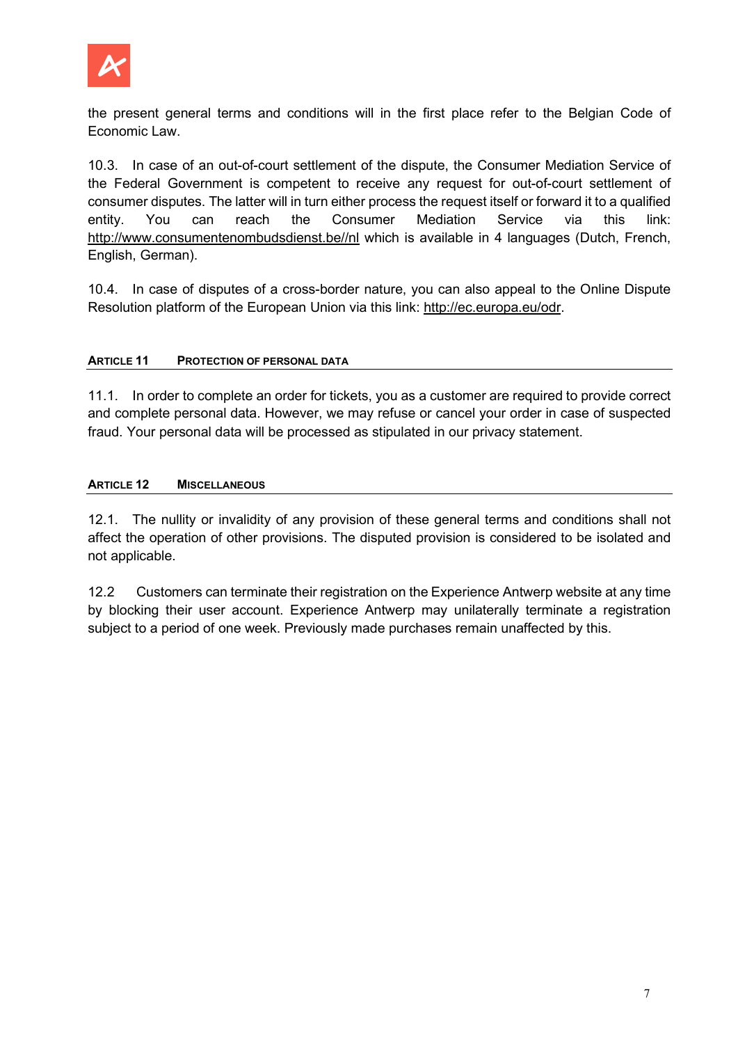the present general terms and conditions will in the first place refer to the Belgian Code of Economic Law.

10.3. In case of an out-of-court settlement of the dispute, the Consumer Mediation Service of the Federal Government is competent to receive any request for out-of-court settlement of consumer disputes. The latter will in turn either process the request itself or forward it to a qualified entity. You can reach the Consumer Mediation Service via this link: http://www.consumentenombudsdienst.be//nl which is available in 4 languages (Dutch, French, English, German).

10.4. In case of disputes of a cross-border nature, you can also appeal to the Online Dispute Resolution platform of the European Union via this link: http://ec.europa.eu/odr.

## ARTICLE 11 PROTECTION OF PERSONAL DATA

11.1. In order to complete an order for tickets, you as a customer are required to provide correct and complete personal data. However, we may refuse or cancel your order in case of suspected fraud. Your personal data will be processed as stipulated in our privacy statement.

## ARTICLE 12 MISCELLANEOUS

12.1. The nullity or invalidity of any provision of these general terms and conditions shall not affect the operation of other provisions. The disputed provision is considered to be isolated and not applicable.

12.2 Customers can terminate their registration on the Experience Antwerp website at any time by blocking their user account. Experience Antwerp may unilaterally terminate a registration subject to a period of one week. Previously made purchases remain unaffected by this.